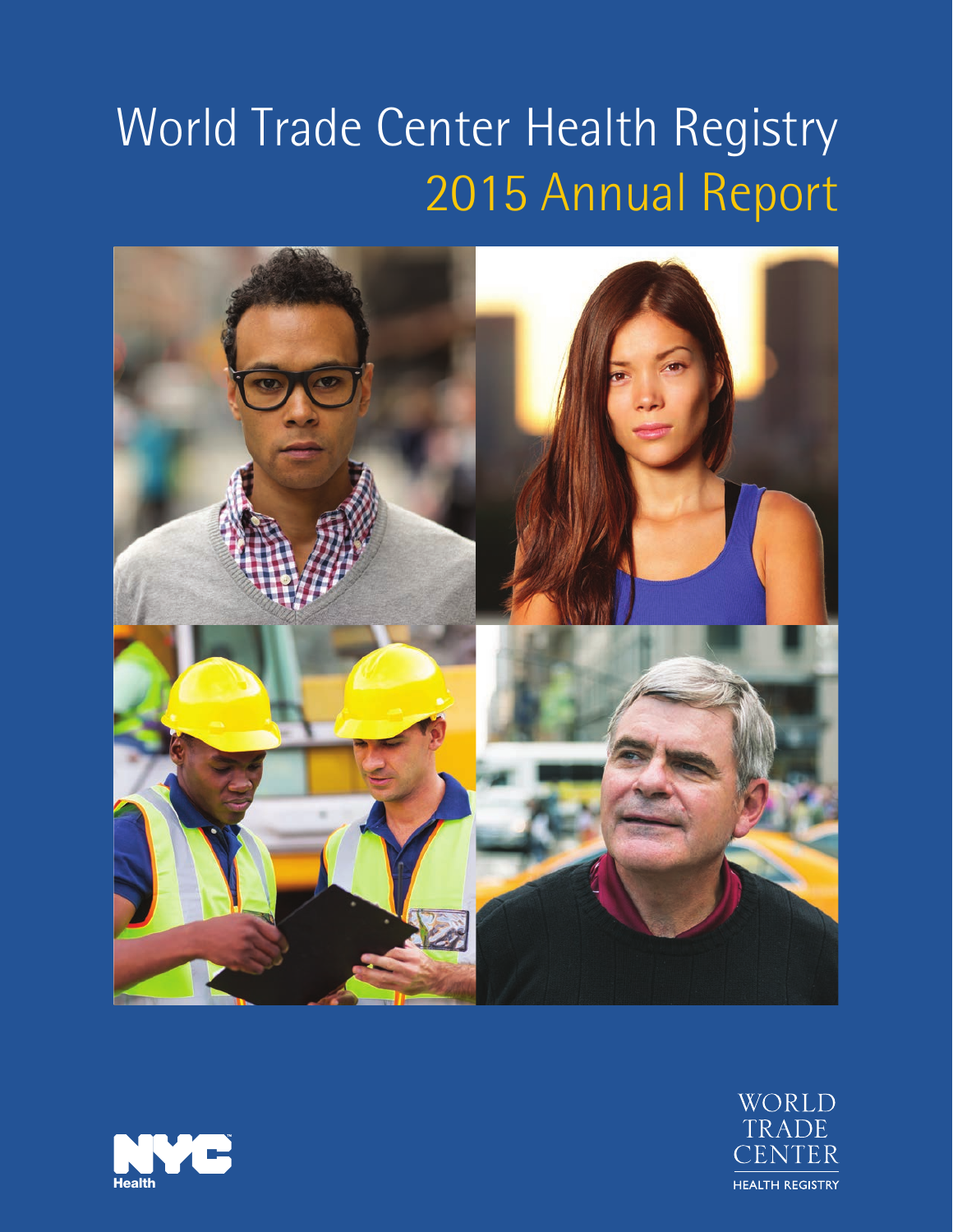# World Trade Center Health Registry

## 2015 Annual Report

NYC Health

WORLD TRADE CENTER HEALTH REGISTRY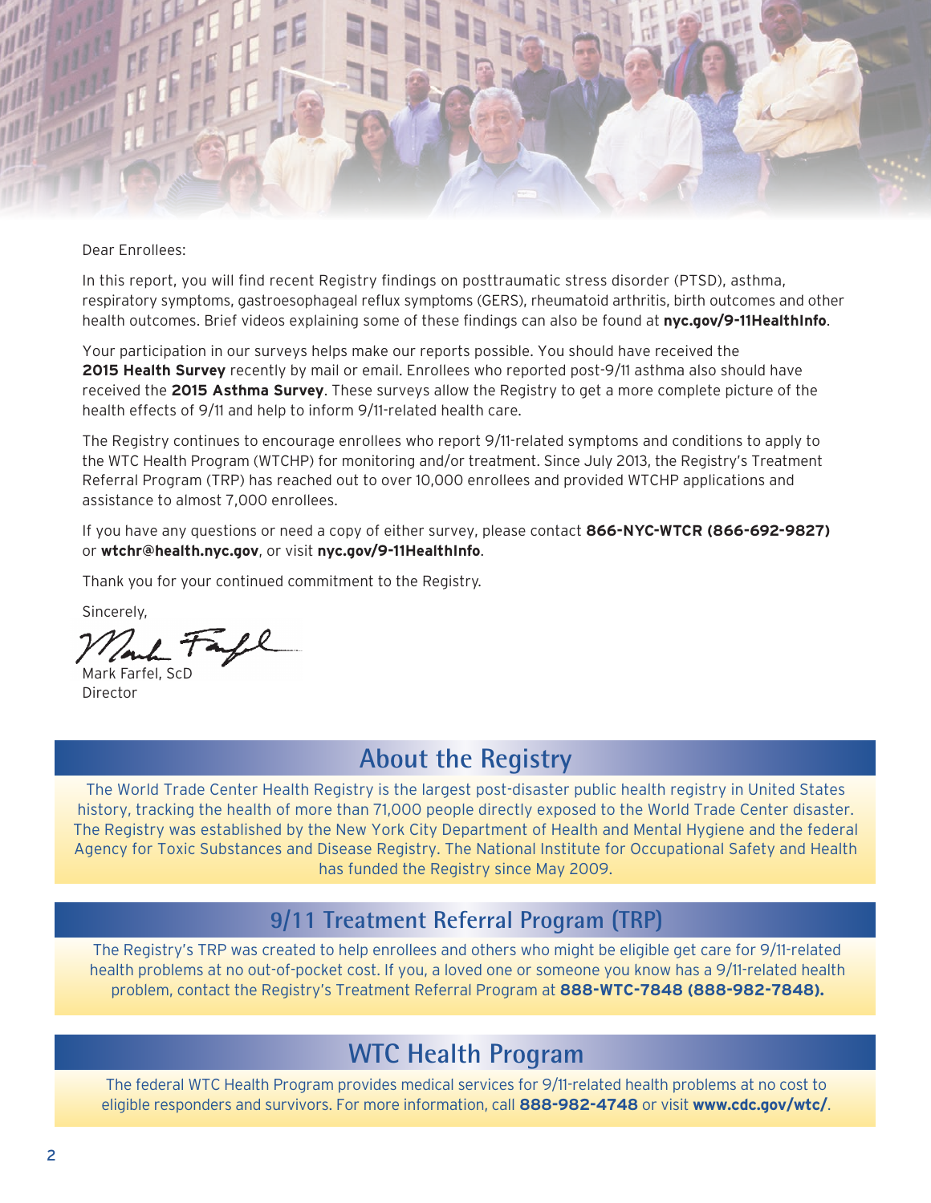Dear Enrollees:

In this report, you will find recent Registry findings on posttraumatic stress disorder (PTSD), asthma, respiratory symptoms, gastroesophageal reflux symptoms (GERS), rheumatoid arthritis, birth outcomes and other health outcomes. Brief videos explaining some of these findings can also be found at **nyc.gov/9-11HealthInfo**.

Your participation in our surveys helps make our reports possible. You should have received the **2015 Health Survey** recently by mail or email. Enrollees who reported post-9/11 asthma also should have received the **2015 Asthma Survey**. These surveys allow the Registry to get a more complete picture of the health effects of 9/11 and help to inform 9/11-related health care.

The Registry continues to encourage enrollees who report 9/11-related symptoms and conditions to apply to the WTC Health Program (WTCHP) for monitoring and/or treatment. Since July 2013, the Registry's Treatment Referral Program (TRP) has reached out to over 10,000 enrollees and provided WTCHP applications and assistance to almost 7,000 enrollees.

If you have any questions or need a copy of either survey, please contact **866-NYC-WTCR (866-692-9827)** or **wtchr@health.nyc.gov**, or visit **nyc.gov/9-11HealthInfo**.

Thank you for your continued commitment to the Registry.

Sincerely,

Mark Farfel, ScD
Director

## About the Registry

The World Trade Center Health Registry is the largest post-disaster public health registry in United States history, tracking the health of more than 71,000 people directly exposed to the World Trade Center disaster. The Registry was established by the New York City Department of Health and Mental Hygiene and the federal Agency for Toxic Substances and Disease Registry. The National Institute for Occupational Safety and Health has funded the Registry since May 2009.

## 9/11 Treatment Referral Program (TRP)

The Registry's TRP was created to help enrollees and others who might be eligible get care for 9/11-related health problems at no out-of-pocket cost. If you, a loved one or someone you know has a 9/11-related health problem, contact the Registry's Treatment Referral Program at **888-WTC-7848 (888-982-7848).**

## WTC Health Program

The federal WTC Health Program provides medical services for 9/11-related health problems at no cost to eligible responders and survivors. For more information, call **888-982-4748** or visit **www.cdc.gov/wtc/**.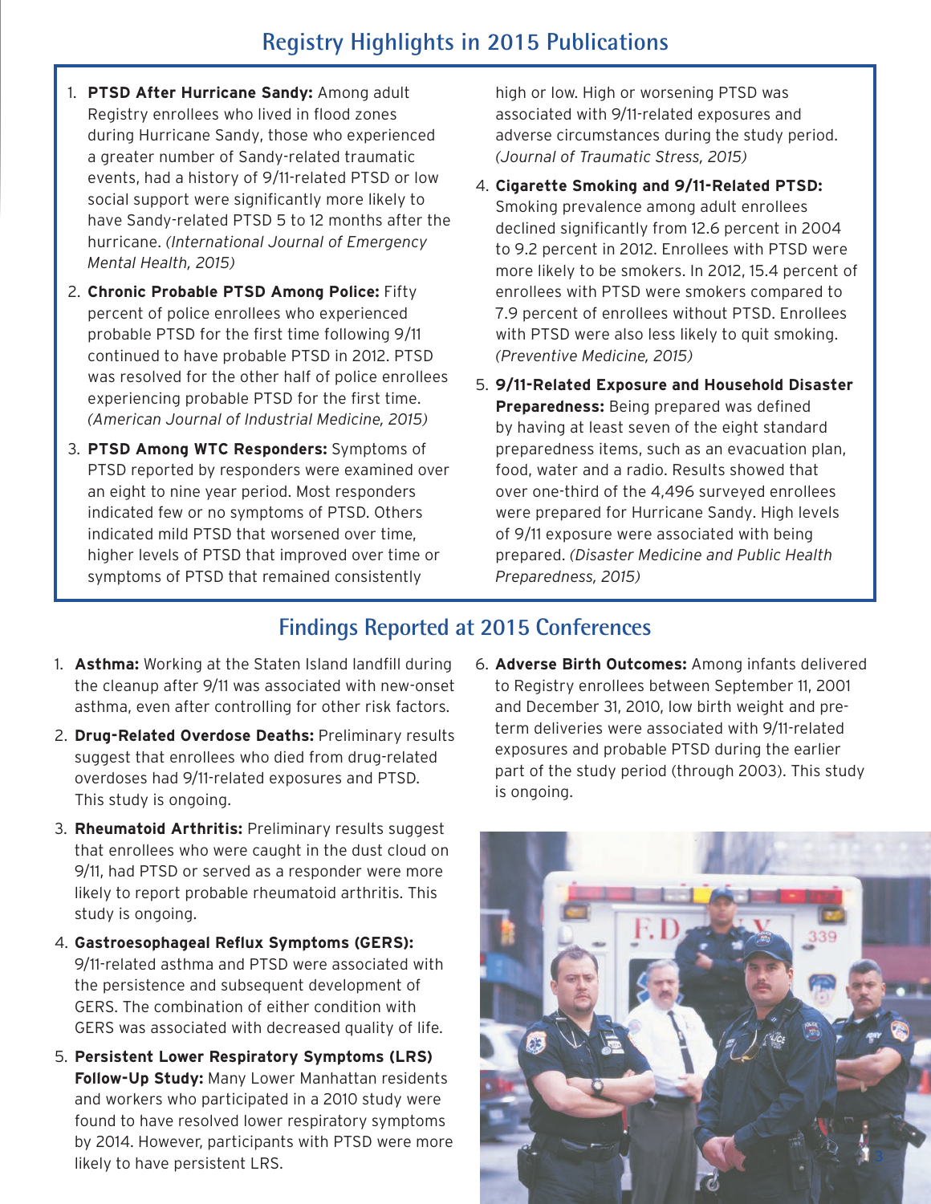## Registry Highlights in 2015 Publications

1. **PTSD After Hurricane Sandy:** Among adult Registry enrollees who lived in flood zones during Hurricane Sandy, those who experienced a greater number of Sandy-related traumatic events, had a history of 9/11-related PTSD or low social support were significantly more likely to have Sandy-related PTSD 5 to 12 months after the hurricane. *(International Journal of Emergency Mental Health, 2015)*
2. **Chronic Probable PTSD Among Police:** Fifty percent of police enrollees who experienced probable PTSD for the first time following 9/11 continued to have probable PTSD in 2012. PTSD was resolved for the other half of police enrollees experiencing probable PTSD for the first time. *(American Journal of Industrial Medicine, 2015)*
3. **PTSD Among WTC Responders:** Symptoms of PTSD reported by responders were examined over an eight to nine year period. Most responders indicated few or no symptoms of PTSD. Others indicated mild PTSD that worsened over time, higher levels of PTSD that improved over time or symptoms of PTSD that remained consistently high or low. High or worsening PTSD was associated with 9/11-related exposures and adverse circumstances during the study period. *(Journal of Traumatic Stress, 2015)*
4. **Cigarette Smoking and 9/11-Related PTSD:** Smoking prevalence among adult enrollees declined significantly from 12.6 percent in 2004 to 9.2 percent in 2012. Enrollees with PTSD were more likely to be smokers. In 2012, 15.4 percent of enrollees with PTSD were smokers compared to 7.9 percent of enrollees without PTSD. Enrollees with PTSD were also less likely to quit smoking. *(Preventive Medicine, 2015)*
5. **9/11-Related Exposure and Household Disaster Preparedness:** Being prepared was defined by having at least seven of the eight standard preparedness items, such as an evacuation plan, food, water and a radio. Results showed that over one-third of the 4,496 surveyed enrollees were prepared for Hurricane Sandy. High levels of 9/11 exposure were associated with being prepared. *(Disaster Medicine and Public Health Preparedness, 2015)*

## Findings Reported at 2015 Conferences

1. **Asthma:** Working at the Staten Island landfill during the cleanup after 9/11 was associated with new-onset asthma, even after controlling for other risk factors.
2. **Drug-Related Overdose Deaths:** Preliminary results suggest that enrollees who died from drug-related overdoses had 9/11-related exposures and PTSD. This study is ongoing.
3. **Rheumatoid Arthritis:** Preliminary results suggest that enrollees who were caught in the dust cloud on 9/11, had PTSD or served as a responder were more likely to report probable rheumatoid arthritis. This study is ongoing.
4. **Gastroesophageal Reflux Symptoms (GERS):** 9/11-related asthma and PTSD were associated with the persistence and subsequent development of GERS. The combination of either condition with GERS was associated with decreased quality of life.
5. **Persistent Lower Respiratory Symptoms (LRS) Follow-Up Study:** Many Lower Manhattan residents and workers who participated in a 2010 study were found to have resolved lower respiratory symptoms by 2014. However, participants with PTSD were more likely to have persistent LRS.
6. **Adverse Birth Outcomes:** Among infants delivered to Registry enrollees between September 11, 2001 and December 31, 2010, low birth weight and pre-term deliveries were associated with 9/11-related exposures and probable PTSD during the earlier part of the study period (through 2003). This study is ongoing.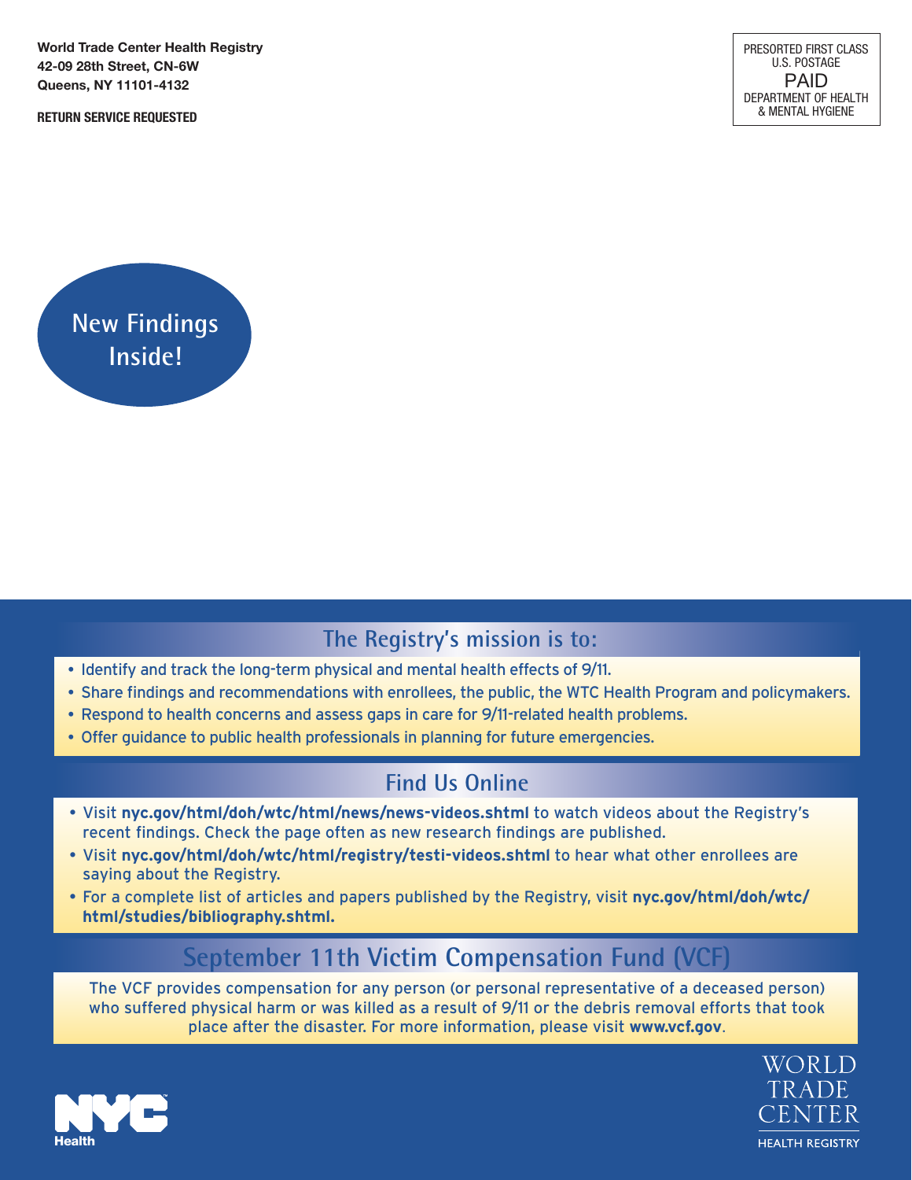**World Trade Center Health Registry**
**42-09 28th Street, CN-6W**
**Queens, NY 11101-4132**

**RETURN SERVICE REQUESTED**

PRESORTED FIRST CLASS
U.S. POSTAGE
PAID
DEPARTMENT OF HEALTH
& MENTAL HYGIENE

**New Findings Inside!**

## The Registry's mission is to:

- Identify and track the long-term physical and mental health effects of 9/11.
- Share findings and recommendations with enrollees, the public, the WTC Health Program and policymakers.
- Respond to health concerns and assess gaps in care for 9/11-related health problems.
- Offer guidance to public health professionals in planning for future emergencies.

## Find Us Online

- Visit **nyc.gov/html/doh/wtc/html/news/news-videos.shtml** to watch videos about the Registry's recent findings. Check the page often as new research findings are published.
- Visit **nyc.gov/html/doh/wtc/html/registry/testi-videos.shtml** to hear what other enrollees are saying about the Registry.
- For a complete list of articles and papers published by the Registry, visit **nyc.gov/html/doh/wtc/html/studies/bibliography.shtml.**

## September 11th Victim Compensation Fund (VCF)

The VCF provides compensation for any person (or personal representative of a deceased person) who suffered physical harm or was killed as a result of 9/11 or the debris removal efforts that took place after the disaster. For more information, please visit **www.vcf.gov**.

NYC Health

WORLD TRADE CENTER
HEALTH REGISTRY